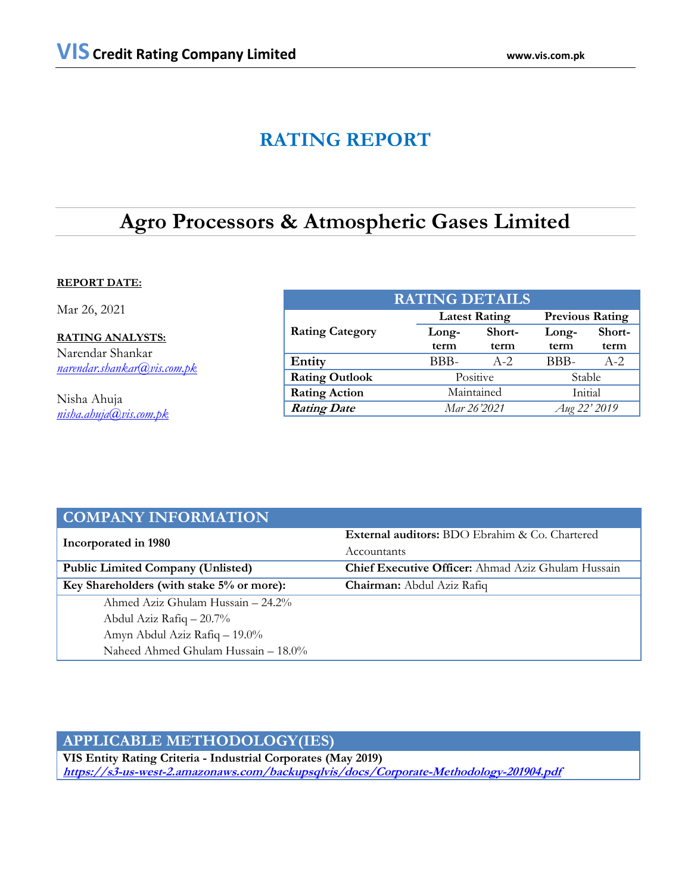# RATING REPORT

# Agro Processors & Atmospheric Gases Limited

**REPORT DATE:**

Mar 26, 2021

**RATING ANALYSTS:**

Narendar Shankar
*narendar.shankar@vis.com.pk*

Nisha Ahuja
*nisha.ahuja@vis.com.pk*

| RATING DETAILS | | | | |
|---|---|---|---|---|
| Rating Category | Latest Rating | | Previous Rating | |
| | Long-term | Short-term | Long-term | Short-term |
| **Entity** | BBB- | A-2 | BBB- | A-2 |
| **Rating Outlook** | Positive | | Stable | |
| **Rating Action** | Maintained | | Initial | |
| ***Rating Date*** | *Mar 26'2021* | | *Aug 22' 2019* | |

| COMPANY INFORMATION | |
|---|---|
| **Incorporated in 1980** | **External auditors:** BDO Ebrahim & Co. Chartered Accountants |
| **Public Limited Company (Unlisted)** | **Chief Executive Officer:** Ahmad Aziz Ghulam Hussain |
| **Key Shareholders (with stake 5% or more):** | **Chairman:** Abdul Aziz Rafiq |
| Ahmed Aziz Ghulam Hussain – 24.2% | |
| Abdul Aziz Rafiq – 20.7% | |
| Amyn Abdul Aziz Rafiq – 19.0% | |
| Naheed Ahmed Ghulam Hussain – 18.0% | |

## APPLICABLE METHODOLOGY(IES)

**VIS Entity Rating Criteria - Industrial Corporates (May 2019)**
***https://s3-us-west-2.amazonaws.com/backupsqlvis/docs/Corporate-Methodology-201904.pdf***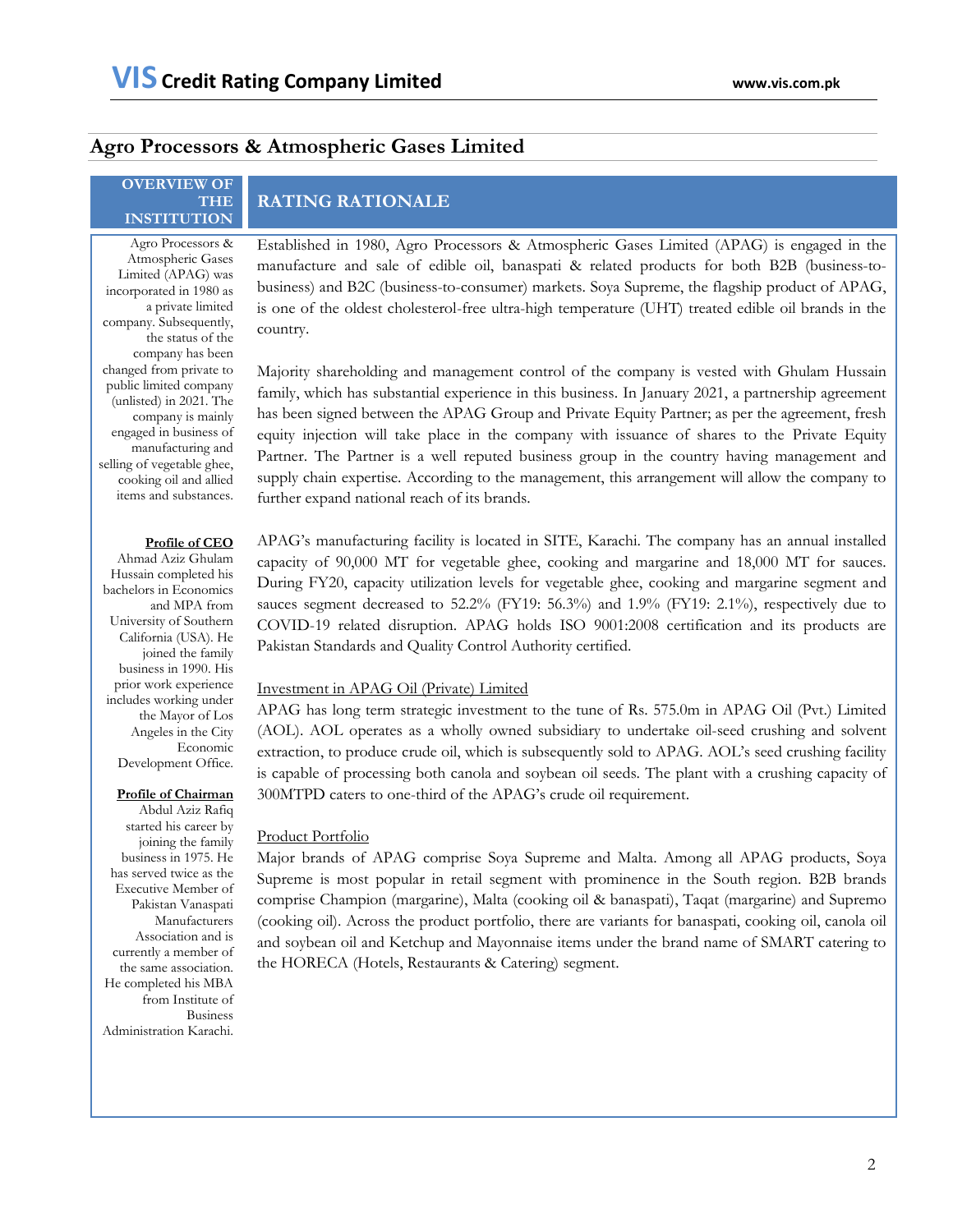# Agro Processors & Atmospheric Gases Limited

## OVERVIEW OF THE INSTITUTION

Agro Processors & Atmospheric Gases Limited (APAG) was incorporated in 1980 as a private limited company. Subsequently, the status of the company has been changed from private to public limited company (unlisted) in 2021. The company is mainly engaged in business of manufacturing and selling of vegetable ghee, cooking oil and allied items and substances.

**Profile of CEO**

Ahmad Aziz Ghulam Hussain completed his bachelors in Economics and MPA from University of Southern California (USA). He joined the family business in 1990. His prior work experience includes working under the Mayor of Los Angeles in the City Economic Development Office.

**Profile of Chairman**

Abdul Aziz Rafiq started his career by joining the family business in 1975. He has served twice as the Executive Member of Pakistan Vanaspati Manufacturers Association and is currently a member of the same association. He completed his MBA from Institute of Business Administration Karachi.

## RATING RATIONALE

Established in 1980, Agro Processors & Atmospheric Gases Limited (APAG) is engaged in the manufacture and sale of edible oil, banaspati & related products for both B2B (business-to-business) and B2C (business-to-consumer) markets. Soya Supreme, the flagship product of APAG, is one of the oldest cholesterol-free ultra-high temperature (UHT) treated edible oil brands in the country.

Majority shareholding and management control of the company is vested with Ghulam Hussain family, which has substantial experience in this business. In January 2021, a partnership agreement has been signed between the APAG Group and Private Equity Partner; as per the agreement, fresh equity injection will take place in the company with issuance of shares to the Private Equity Partner. The Partner is a well reputed business group in the country having management and supply chain expertise. According to the management, this arrangement will allow the company to further expand national reach of its brands.

APAG's manufacturing facility is located in SITE, Karachi. The company has an annual installed capacity of 90,000 MT for vegetable ghee, cooking and margarine and 18,000 MT for sauces. During FY20, capacity utilization levels for vegetable ghee, cooking and margarine segment and sauces segment decreased to 52.2% (FY19: 56.3%) and 1.9% (FY19: 2.1%), respectively due to COVID-19 related disruption. APAG holds ISO 9001:2008 certification and its products are Pakistan Standards and Quality Control Authority certified.

**Investment in APAG Oil (Private) Limited**

APAG has long term strategic investment to the tune of Rs. 575.0m in APAG Oil (Pvt.) Limited (AOL). AOL operates as a wholly owned subsidiary to undertake oil-seed crushing and solvent extraction, to produce crude oil, which is subsequently sold to APAG. AOL's seed crushing facility is capable of processing both canola and soybean oil seeds. The plant with a crushing capacity of 300MTPD caters to one-third of the APAG's crude oil requirement.

**Product Portfolio**

Major brands of APAG comprise Soya Supreme and Malta. Among all APAG products, Soya Supreme is most popular in retail segment with prominence in the South region. B2B brands comprise Champion (margarine), Malta (cooking oil & banaspati), Taqat (margarine) and Supremo (cooking oil). Across the product portfolio, there are variants for banaspati, cooking oil, canola oil and soybean oil and Ketchup and Mayonnaise items under the brand name of SMART catering to the HORECA (Hotels, Restaurants & Catering) segment.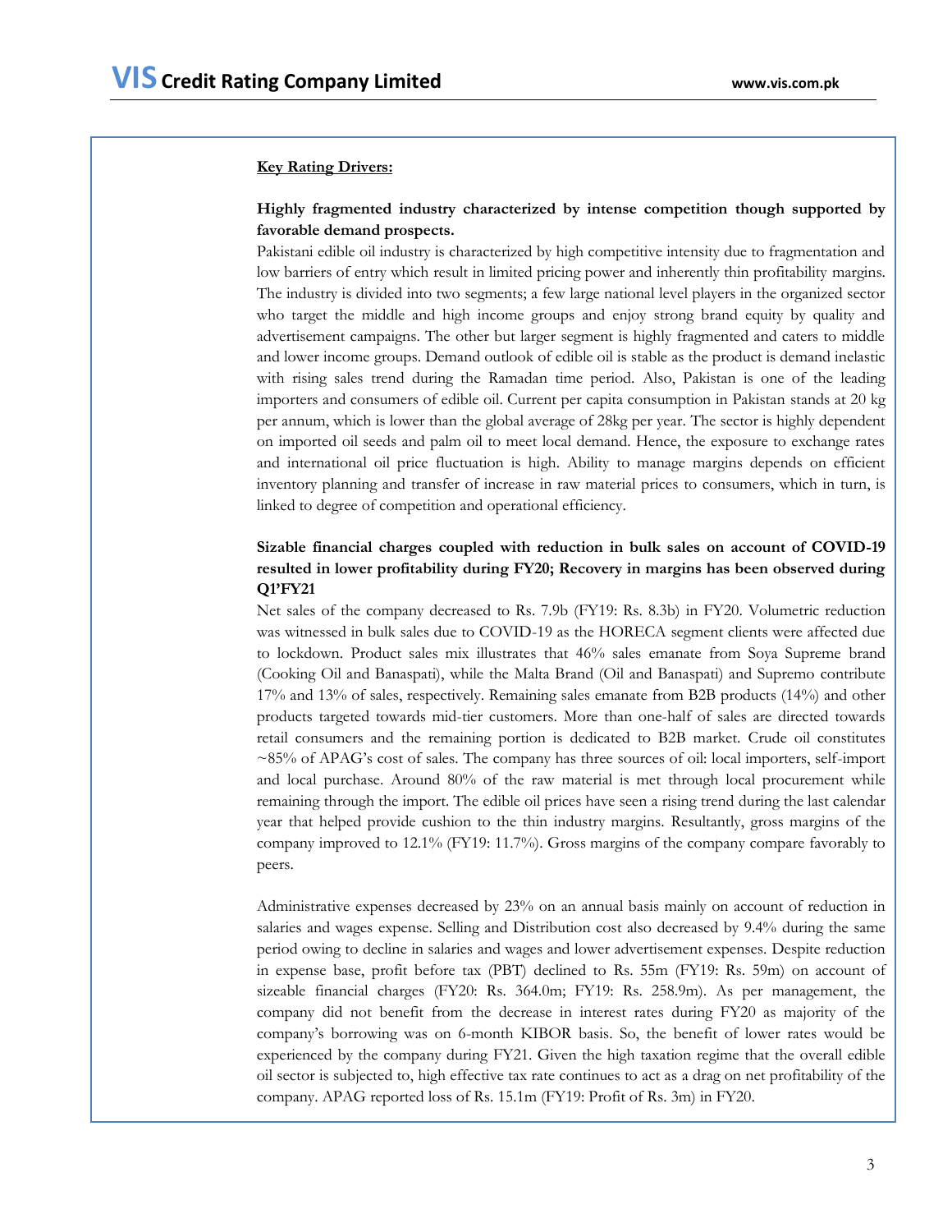**Key Rating Drivers:**

**Highly fragmented industry characterized by intense competition though supported by favorable demand prospects.**

Pakistani edible oil industry is characterized by high competitive intensity due to fragmentation and low barriers of entry which result in limited pricing power and inherently thin profitability margins. The industry is divided into two segments; a few large national level players in the organized sector who target the middle and high income groups and enjoy strong brand equity by quality and advertisement campaigns. The other but larger segment is highly fragmented and caters to middle and lower income groups. Demand outlook of edible oil is stable as the product is demand inelastic with rising sales trend during the Ramadan time period. Also, Pakistan is one of the leading importers and consumers of edible oil. Current per capita consumption in Pakistan stands at 20 kg per annum, which is lower than the global average of 28kg per year. The sector is highly dependent on imported oil seeds and palm oil to meet local demand. Hence, the exposure to exchange rates and international oil price fluctuation is high. Ability to manage margins depends on efficient inventory planning and transfer of increase in raw material prices to consumers, which in turn, is linked to degree of competition and operational efficiency.

**Sizable financial charges coupled with reduction in bulk sales on account of COVID-19 resulted in lower profitability during FY20; Recovery in margins has been observed during Q1'FY21**

Net sales of the company decreased to Rs. 7.9b (FY19: Rs. 8.3b) in FY20. Volumetric reduction was witnessed in bulk sales due to COVID-19 as the HORECA segment clients were affected due to lockdown. Product sales mix illustrates that 46% sales emanate from Soya Supreme brand (Cooking Oil and Banaspati), while the Malta Brand (Oil and Banaspati) and Supremo contribute 17% and 13% of sales, respectively. Remaining sales emanate from B2B products (14%) and other products targeted towards mid-tier customers. More than one-half of sales are directed towards retail consumers and the remaining portion is dedicated to B2B market. Crude oil constitutes ~85% of APAG's cost of sales. The company has three sources of oil: local importers, self-import and local purchase. Around 80% of the raw material is met through local procurement while remaining through the import. The edible oil prices have seen a rising trend during the last calendar year that helped provide cushion to the thin industry margins. Resultantly, gross margins of the company improved to 12.1% (FY19: 11.7%). Gross margins of the company compare favorably to peers.

Administrative expenses decreased by 23% on an annual basis mainly on account of reduction in salaries and wages expense. Selling and Distribution cost also decreased by 9.4% during the same period owing to decline in salaries and wages and lower advertisement expenses. Despite reduction in expense base, profit before tax (PBT) declined to Rs. 55m (FY19: Rs. 59m) on account of sizeable financial charges (FY20: Rs. 364.0m; FY19: Rs. 258.9m). As per management, the company did not benefit from the decrease in interest rates during FY20 as majority of the company's borrowing was on 6-month KIBOR basis. So, the benefit of lower rates would be experienced by the company during FY21. Given the high taxation regime that the overall edible oil sector is subjected to, high effective tax rate continues to act as a drag on net profitability of the company. APAG reported loss of Rs. 15.1m (FY19: Profit of Rs. 3m) in FY20.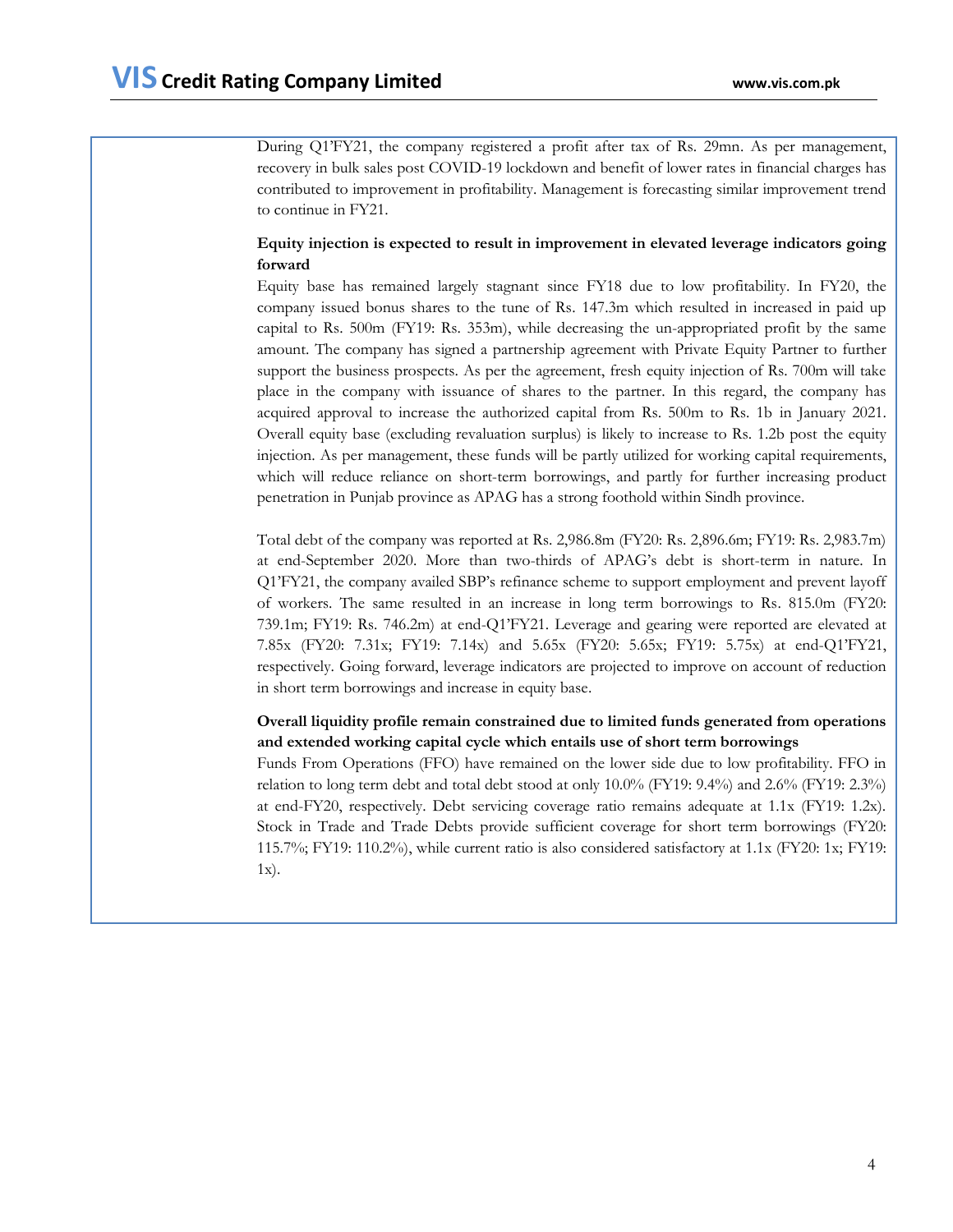During Q1'FY21, the company registered a profit after tax of Rs. 29mn. As per management, recovery in bulk sales post COVID-19 lockdown and benefit of lower rates in financial charges has contributed to improvement in profitability. Management is forecasting similar improvement trend to continue in FY21.

**Equity injection is expected to result in improvement in elevated leverage indicators going forward**

Equity base has remained largely stagnant since FY18 due to low profitability. In FY20, the company issued bonus shares to the tune of Rs. 147.3m which resulted in increased in paid up capital to Rs. 500m (FY19: Rs. 353m), while decreasing the un-appropriated profit by the same amount. The company has signed a partnership agreement with Private Equity Partner to further support the business prospects. As per the agreement, fresh equity injection of Rs. 700m will take place in the company with issuance of shares to the partner. In this regard, the company has acquired approval to increase the authorized capital from Rs. 500m to Rs. 1b in January 2021. Overall equity base (excluding revaluation surplus) is likely to increase to Rs. 1.2b post the equity injection. As per management, these funds will be partly utilized for working capital requirements, which will reduce reliance on short-term borrowings, and partly for further increasing product penetration in Punjab province as APAG has a strong foothold within Sindh province.

Total debt of the company was reported at Rs. 2,986.8m (FY20: Rs. 2,896.6m; FY19: Rs. 2,983.7m) at end-September 2020. More than two-thirds of APAG's debt is short-term in nature. In Q1'FY21, the company availed SBP's refinance scheme to support employment and prevent layoff of workers. The same resulted in an increase in long term borrowings to Rs. 815.0m (FY20: 739.1m; FY19: Rs. 746.2m) at end-Q1'FY21. Leverage and gearing were reported are elevated at 7.85x (FY20: 7.31x; FY19: 7.14x) and 5.65x (FY20: 5.65x; FY19: 5.75x) at end-Q1'FY21, respectively. Going forward, leverage indicators are projected to improve on account of reduction in short term borrowings and increase in equity base.

**Overall liquidity profile remain constrained due to limited funds generated from operations and extended working capital cycle which entails use of short term borrowings**

Funds From Operations (FFO) have remained on the lower side due to low profitability. FFO in relation to long term debt and total debt stood at only 10.0% (FY19: 9.4%) and 2.6% (FY19: 2.3%) at end-FY20, respectively. Debt servicing coverage ratio remains adequate at 1.1x (FY19: 1.2x). Stock in Trade and Trade Debts provide sufficient coverage for short term borrowings (FY20: 115.7%; FY19: 110.2%), while current ratio is also considered satisfactory at 1.1x (FY20: 1x; FY19: 1x).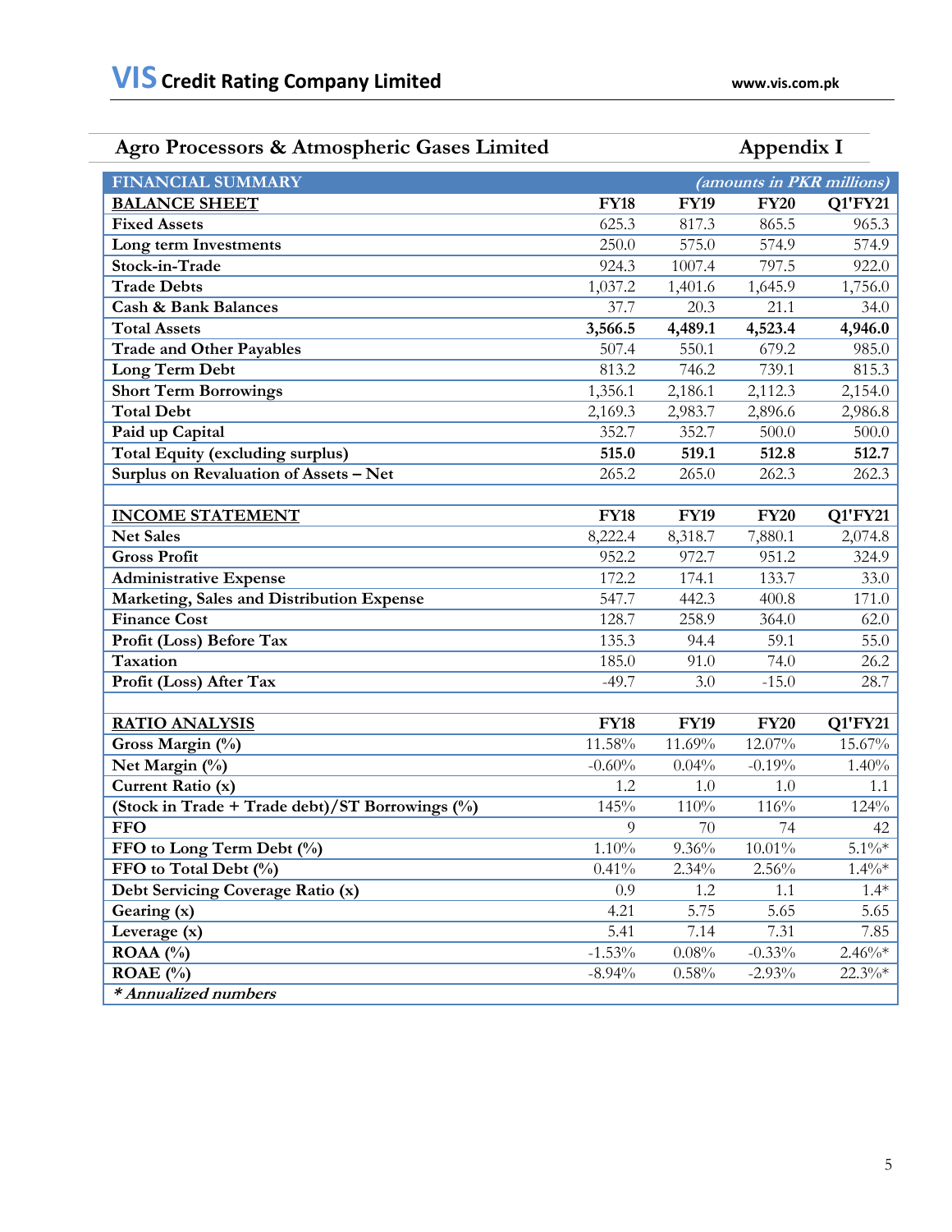## Agro Processors & Atmospheric Gases Limited — Appendix I

| FINANCIAL SUMMARY | | | | *(amounts in PKR millions)* |
|---|---|---|---|---|
| **BALANCE SHEET** | **FY18** | **FY19** | **FY20** | **Q1'FY21** |
| **Fixed Assets** | 625.3 | 817.3 | 865.5 | 965.3 |
| **Long term Investments** | 250.0 | 575.0 | 574.9 | 574.9 |
| **Stock-in-Trade** | 924.3 | 1007.4 | 797.5 | 922.0 |
| **Trade Debts** | 1,037.2 | 1,401.6 | 1,645.9 | 1,756.0 |
| **Cash & Bank Balances** | 37.7 | 20.3 | 21.1 | 34.0 |
| **Total Assets** | **3,566.5** | **4,489.1** | **4,523.4** | **4,946.0** |
| **Trade and Other Payables** | 507.4 | 550.1 | 679.2 | 985.0 |
| **Long Term Debt** | 813.2 | 746.2 | 739.1 | 815.3 |
| **Short Term Borrowings** | 1,356.1 | 2,186.1 | 2,112.3 | 2,154.0 |
| **Total Debt** | 2,169.3 | 2,983.7 | 2,896.6 | 2,986.8 |
| **Paid up Capital** | 352.7 | 352.7 | 500.0 | 500.0 |
| **Total Equity (excluding surplus)** | **515.0** | **519.1** | **512.8** | **512.7** |
| **Surplus on Revaluation of Assets – Net** | 265.2 | 265.0 | 262.3 | 262.3 |
| | | | | |
| **INCOME STATEMENT** | **FY18** | **FY19** | **FY20** | **Q1'FY21** |
| **Net Sales** | 8,222.4 | 8,318.7 | 7,880.1 | 2,074.8 |
| **Gross Profit** | 952.2 | 972.7 | 951.2 | 324.9 |
| **Administrative Expense** | 172.2 | 174.1 | 133.7 | 33.0 |
| **Marketing, Sales and Distribution Expense** | 547.7 | 442.3 | 400.8 | 171.0 |
| **Finance Cost** | 128.7 | 258.9 | 364.0 | 62.0 |
| **Profit (Loss) Before Tax** | 135.3 | 94.4 | 59.1 | 55.0 |
| **Taxation** | 185.0 | 91.0 | 74.0 | 26.2 |
| **Profit (Loss) After Tax** | -49.7 | 3.0 | -15.0 | 28.7 |
| | | | | |
| **RATIO ANALYSIS** | **FY18** | **FY19** | **FY20** | **Q1'FY21** |
| **Gross Margin (%)** | 11.58% | 11.69% | 12.07% | 15.67% |
| **Net Margin (%)** | -0.60% | 0.04% | -0.19% | 1.40% |
| **Current Ratio (x)** | 1.2 | 1.0 | 1.0 | 1.1 |
| **(Stock in Trade + Trade debt)/ST Borrowings (%)** | 145% | 110% | 116% | 124% |
| **FFO** | 9 | 70 | 74 | 42 |
| **FFO to Long Term Debt (%)** | 1.10% | 9.36% | 10.01% | 5.1%* |
| **FFO to Total Debt (%)** | 0.41% | 2.34% | 2.56% | 1.4%* |
| **Debt Servicing Coverage Ratio (x)** | 0.9 | 1.2 | 1.1 | 1.4* |
| **Gearing (x)** | 4.21 | 5.75 | 5.65 | 5.65 |
| **Leverage (x)** | 5.41 | 7.14 | 7.31 | 7.85 |
| **ROAA (%)** | -1.53% | 0.08% | -0.33% | 2.46%* |
| **ROAE (%)** | -8.94% | 0.58% | -2.93% | 22.3%* |
| ***\* Annualized numbers*** | | | | |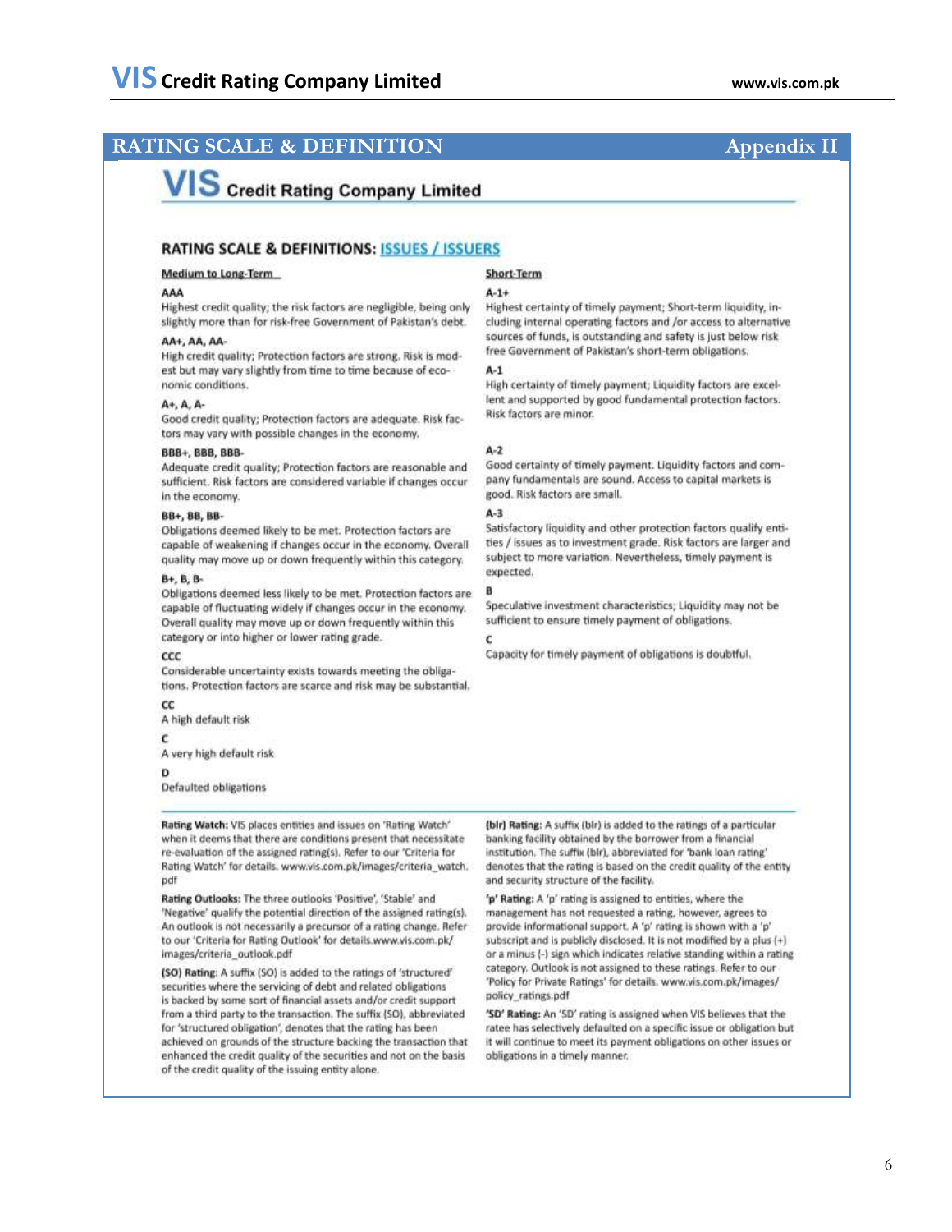## RATING SCALE & DEFINITION — Appendix II

**VIS Credit Rating Company Limited**

### RATING SCALE & DEFINITIONS: ISSUES / ISSUERS

#### Medium to Long-Term

**AAA**
Highest credit quality; the risk factors are negligible, being only slightly more than for risk-free Government of Pakistan's debt.

**AA+, AA, AA-**
High credit quality; Protection factors are strong. Risk is modest but may vary slightly from time to time because of economic conditions.

**A+, A, A-**
Good credit quality; Protection factors are adequate. Risk factors may vary with possible changes in the economy.

**BBB+, BBB, BBB-**
Adequate credit quality; Protection factors are reasonable and sufficient. Risk factors are considered variable if changes occur in the economy.

**BB+, BB, BB-**
Obligations deemed likely to be met. Protection factors are capable of weakening if changes occur in the economy. Overall quality may move up or down frequently within this category.

**B+, B, B-**
Obligations deemed less likely to be met. Protection factors are capable of fluctuating widely if changes occur in the economy. Overall quality may move up or down frequently within this category or into higher or lower rating grade.

**CCC**
Considerable uncertainty exists towards meeting the obligations. Protection factors are scarce and risk may be substantial.

**CC**
A high default risk

**C**
A very high default risk

**D**
Defaulted obligations

#### Short-Term

**A-1+**
Highest certainty of timely payment; Short-term liquidity, including internal operating factors and /or access to alternative sources of funds, is outstanding and safety is just below risk free Government of Pakistan's short-term obligations.

**A-1**
High certainty of timely payment; Liquidity factors are excellent and supported by good fundamental protection factors. Risk factors are minor.

**A-2**
Good certainty of timely payment. Liquidity factors and company fundamentals are sound. Access to capital markets is good. Risk factors are small.

**A-3**
Satisfactory liquidity and other protection factors qualify entities / issues as to investment grade. Risk factors are larger and subject to more variation. Nevertheless, timely payment is expected.

**B**
Speculative investment characteristics; Liquidity may not be sufficient to ensure timely payment of obligations.

**C**
Capacity for timely payment of obligations is doubtful.

---

**Rating Watch:** VIS places entities and issues on 'Rating Watch' when it deems that there are conditions present that necessitate re-evaluation of the assigned rating(s). Refer to our 'Criteria for Rating Watch' for details. www.vis.com.pk/images/criteria_watch.pdf

**Rating Outlooks:** The three outlooks 'Positive', 'Stable' and 'Negative' qualify the potential direction of the assigned rating(s). An outlook is not necessarily a precursor of a rating change. Refer to our 'Criteria for Rating Outlook' for details. www.vis.com.pk/images/criteria_outlook.pdf

**(SO) Rating:** A suffix (SO) is added to the ratings of 'structured' securities where the servicing of debt and related obligations is backed by some sort of financial assets and/or credit support from a third party to the transaction. The suffix (SO), abbreviated for 'structured obligation', denotes that the rating has been achieved on grounds of the structure backing the transaction that enhanced the credit quality of the securities and not on the basis of the credit quality of the issuing entity alone.

**(blr) Rating:** A suffix (blr) is added to the ratings of a particular banking facility obtained by the borrower from a financial institution. The suffix (blr), abbreviated for 'bank loan rating' denotes that the rating is based on the credit quality of the entity and security structure of the facility.

**'p' Rating:** A 'p' rating is assigned to entities, where the management has not requested a rating, however, agrees to provide informational support. A 'p' rating is shown with a 'p' subscript and is publicly disclosed. It is not modified by a plus (+) or a minus (-) sign which indicates relative standing within a rating category. Outlook is not assigned to these ratings. Refer to our 'Policy for Private Ratings' for details. www.vis.com.pk/images/policy_ratings.pdf

**'SD' Rating:** An 'SD' rating is assigned when VIS believes that the ratee has selectively defaulted on a specific issue or obligation but it will continue to meet its payment obligations on other issues or obligations in a timely manner.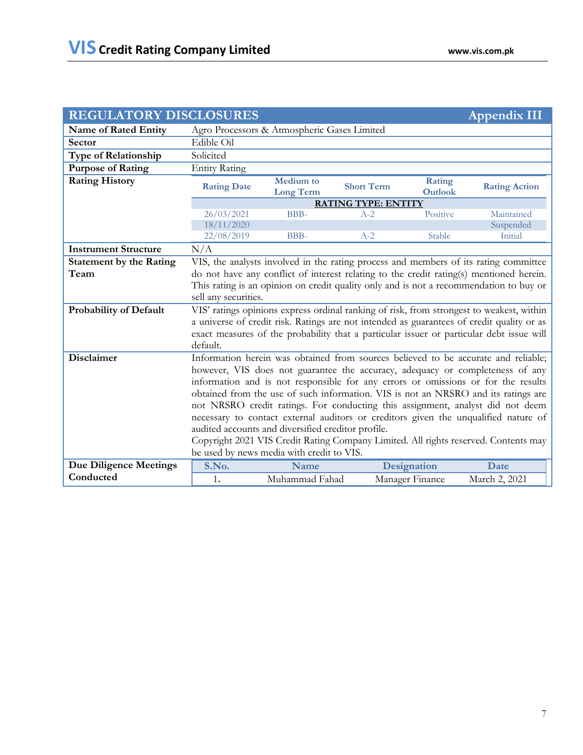## REGULATORY DISCLOSURES — Appendix III

| | |
|---|---|
| **Name of Rated Entity** | Agro Processors & Atmospheric Gases Limited |
| **Sector** | Edible Oil |
| **Type of Relationship** | Solicited |
| **Purpose of Rating** | Entity Rating |

**Rating History**

| Rating Date | Medium to Long Term | Short Term | Rating Outlook | Rating Action |
|---|---|---|---|---|
| **RATING TYPE: ENTITY** | | | | |
| 26/03/2021 | BBB- | A-2 | Positive | Maintained |
| 18/11/2020 | | | | Suspended |
| 22/08/2019 | BBB- | A-2 | Stable | Initial |

| | |
|---|---|
| **Instrument Structure** | N/A |
| **Statement by the Rating Team** | VIS, the analysts involved in the rating process and members of its rating committee do not have any conflict of interest relating to the credit rating(s) mentioned herein. This rating is an opinion on credit quality only and is not a recommendation to buy or sell any securities. |
| **Probability of Default** | VIS' ratings opinions express ordinal ranking of risk, from strongest to weakest, within a universe of credit risk. Ratings are not intended as guarantees of credit quality or as exact measures of the probability that a particular issuer or particular debt issue will default. |
| **Disclaimer** | Information herein was obtained from sources believed to be accurate and reliable; however, VIS does not guarantee the accuracy, adequacy or completeness of any information and is not responsible for any errors or omissions or for the results obtained from the use of such information. VIS is not an NRSRO and its ratings are not NRSRO credit ratings. For conducting this assignment, analyst did not deem necessary to contact external auditors or creditors given the unqualified nature of audited accounts and diversified creditor profile. Copyright 2021 VIS Credit Rating Company Limited. All rights reserved. Contents may be used by news media with credit to VIS. |

**Due Diligence Meetings Conducted**

| S.No. | Name | Designation | Date |
|---|---|---|---|
| 1. | Muhammad Fahad | Manager Finance | March 2, 2021 |